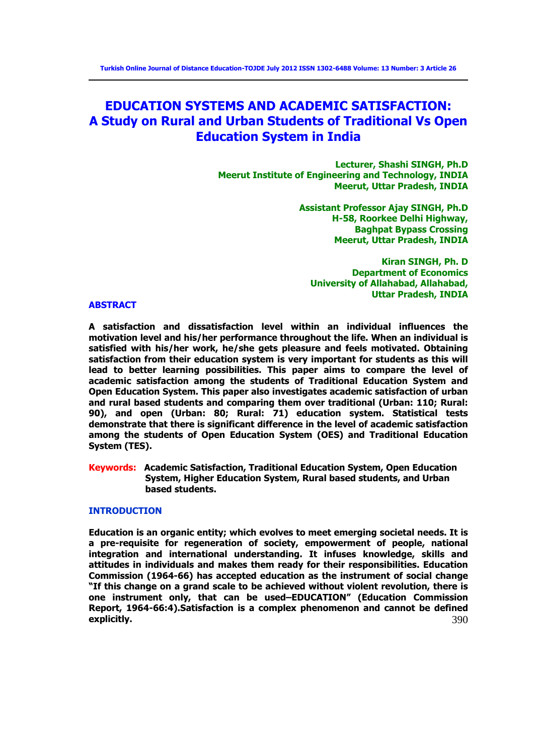# EDUCATION SYSTEMS AND ACADEMIC SATISFACTION: A Study on Rural and Urban Students of Traditional Vs Open Education System in India

**Lecturer, Shashi SINGH, Ph.D**
**Meerut Institute of Engineering and Technology, INDIA**
**Meerut, Uttar Pradesh, INDIA**

**Assistant Professor Ajay SINGH, Ph.D**
**H-58, Roorkee Delhi Highway,**
**Baghpat Bypass Crossing**
**Meerut, Uttar Pradesh, INDIA**

**Kiran SINGH, Ph. D**
**Department of Economics**
**University of Allahabad, Allahabad,**
**Uttar Pradesh, INDIA**

## ABSTRACT

**A satisfaction and dissatisfaction level within an individual influences the motivation level and his/her performance throughout the life. When an individual is satisfied with his/her work, he/she gets pleasure and feels motivated. Obtaining satisfaction from their education system is very important for students as this will lead to better learning possibilities. This paper aims to compare the level of academic satisfaction among the students of Traditional Education System and Open Education System. This paper also investigates academic satisfaction of urban and rural based students and comparing them over traditional (Urban: 110; Rural: 90), and open (Urban: 80; Rural: 71) education system. Statistical tests demonstrate that there is significant difference in the level of academic satisfaction among the students of Open Education System (OES) and Traditional Education System (TES).**

**Keywords:** **Academic Satisfaction, Traditional Education System, Open Education System, Higher Education System, Rural based students, and Urban based students.**

## INTRODUCTION

**Education is an organic entity; which evolves to meet emerging societal needs. It is a pre-requisite for regeneration of society, empowerment of people, national integration and international understanding. It infuses knowledge, skills and attitudes in individuals and makes them ready for their responsibilities. Education Commission (1964-66) has accepted education as the instrument of social change "If this change on a grand scale to be achieved without violent revolution, there is one instrument only, that can be used–EDUCATION" (Education Commission Report, 1964-66:4).Satisfaction is a complex phenomenon and cannot be defined explicitly.**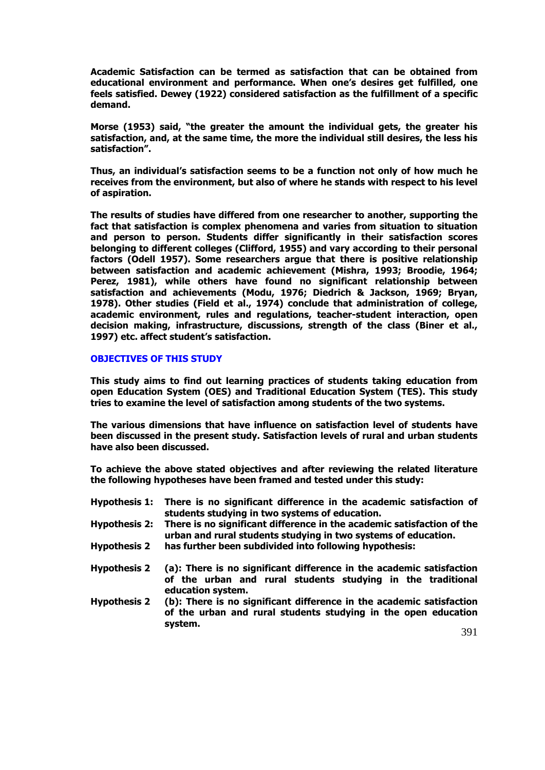**Academic Satisfaction can be termed as satisfaction that can be obtained from educational environment and performance. When one's desires get fulfilled, one feels satisfied. Dewey (1922) considered satisfaction as the fulfillment of a specific demand.**

**Morse (1953) said, "the greater the amount the individual gets, the greater his satisfaction, and, at the same time, the more the individual still desires, the less his satisfaction".**

**Thus, an individual's satisfaction seems to be a function not only of how much he receives from the environment, but also of where he stands with respect to his level of aspiration.**

**The results of studies have differed from one researcher to another, supporting the fact that satisfaction is complex phenomena and varies from situation to situation and person to person. Students differ significantly in their satisfaction scores belonging to different colleges (Clifford, 1955) and vary according to their personal factors (Odell 1957). Some researchers argue that there is positive relationship between satisfaction and academic achievement (Mishra, 1993; Broodie, 1964; Perez, 1981), while others have found no significant relationship between satisfaction and achievements (Modu, 1976; Diedrich & Jackson, 1969; Bryan, 1978). Other studies (Field et al., 1974) conclude that administration of college, academic environment, rules and regulations, teacher-student interaction, open decision making, infrastructure, discussions, strength of the class (Biner et al., 1997) etc. affect student's satisfaction.**

## OBJECTIVES OF THIS STUDY

**This study aims to find out learning practices of students taking education from open Education System (OES) and Traditional Education System (TES). This study tries to examine the level of satisfaction among students of the two systems.**

**The various dimensions that have influence on satisfaction level of students have been discussed in the present study. Satisfaction levels of rural and urban students have also been discussed.**

**To achieve the above stated objectives and after reviewing the related literature the following hypotheses have been framed and tested under this study:**

**Hypothesis 1:** **There is no significant difference in the academic satisfaction of students studying in two systems of education.**

**Hypothesis 2:** **There is no significant difference in the academic satisfaction of the urban and rural students studying in two systems of education.**

**Hypothesis 2** **has further been subdivided into following hypothesis:**

**Hypothesis 2** **(a): There is no significant difference in the academic satisfaction of the urban and rural students studying in the traditional education system.**

**Hypothesis 2** **(b): There is no significant difference in the academic satisfaction of the urban and rural students studying in the open education system.**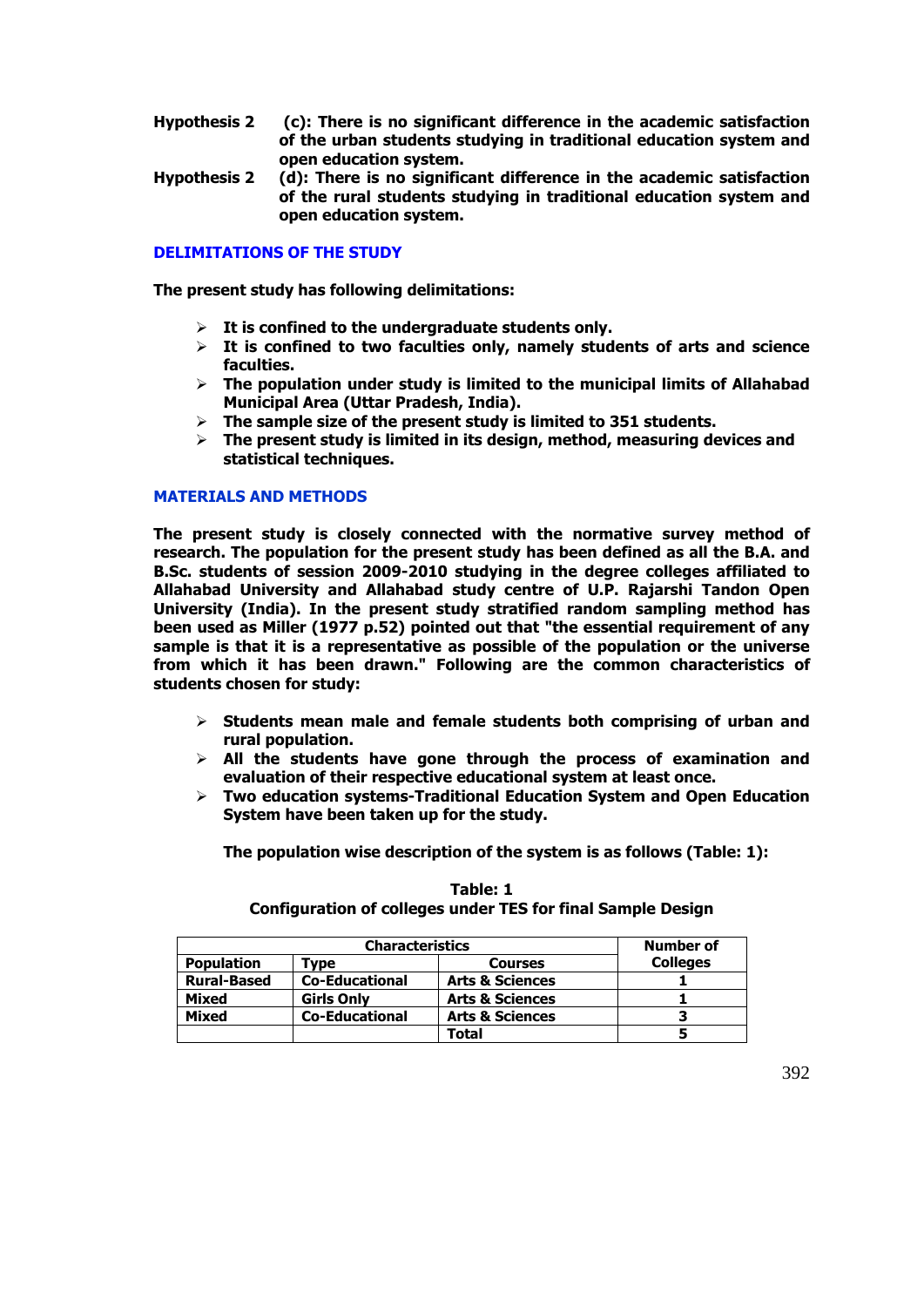**Hypothesis 2** **(c): There is no significant difference in the academic satisfaction of the urban students studying in traditional education system and open education system.**

**Hypothesis 2** **(d): There is no significant difference in the academic satisfaction of the rural students studying in traditional education system and open education system.**

## DELIMITATIONS OF THE STUDY

**The present study has following delimitations:**

- **It is confined to the undergraduate students only.**
- **It is confined to two faculties only, namely students of arts and science faculties.**
- **The population under study is limited to the municipal limits of Allahabad Municipal Area (Uttar Pradesh, India).**
- **The sample size of the present study is limited to 351 students.**
- **The present study is limited in its design, method, measuring devices and statistical techniques.**

## MATERIALS AND METHODS

**The present study is closely connected with the normative survey method of research. The population for the present study has been defined as all the B.A. and B.Sc. students of session 2009-2010 studying in the degree colleges affiliated to Allahabad University and Allahabad study centre of U.P. Rajarshi Tandon Open University (India). In the present study stratified random sampling method has been used as Miller (1977 p.52) pointed out that "the essential requirement of any sample is that it is a representative as possible of the population or the universe from which it has been drawn." Following are the common characteristics of students chosen for study:**

- **Students mean male and female students both comprising of urban and rural population.**
- **All the students have gone through the process of examination and evaluation of their respective educational system at least once.**
- **Two education systems-Traditional Education System and Open Education System have been taken up for the study.**

**The population wise description of the system is as follows (Table: 1):**

**Table: 1**
**Configuration of colleges under TES for final Sample Design**

| Characteristics | | | Number of Colleges |
|---|---|---|---|
| Population | Type | Courses | |
| Rural-Based | Co-Educational | Arts & Sciences | 1 |
| Mixed | Girls Only | Arts & Sciences | 1 |
| Mixed | Co-Educational | Arts & Sciences | 3 |
| | | Total | 5 |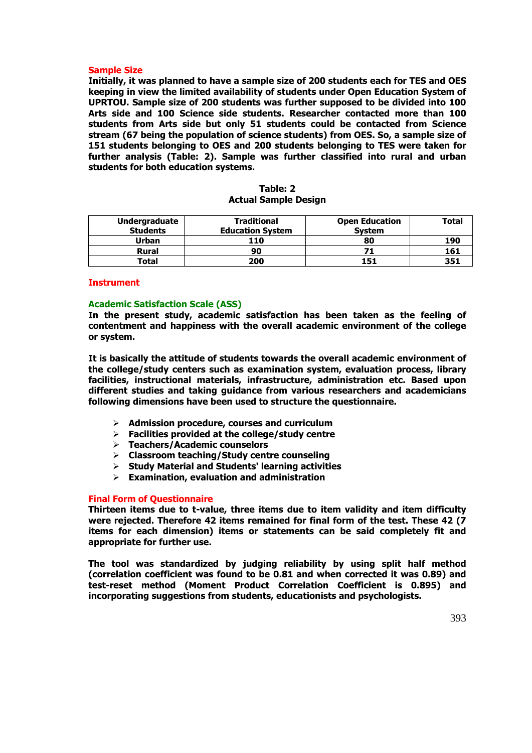### Sample Size

**Initially, it was planned to have a sample size of 200 students each for TES and OES keeping in view the limited availability of students under Open Education System of UPRTOU. Sample size of 200 students was further supposed to be divided into 100 Arts side and 100 Science side students. Researcher contacted more than 100 students from Arts side but only 51 students could be contacted from Science stream (67 being the population of science students) from OES. So, a sample size of 151 students belonging to OES and 200 students belonging to TES were taken for further analysis (Table: 2). Sample was further classified into rural and urban students for both education systems.**

**Table: 2**
**Actual Sample Design**

| Undergraduate Students | Traditional Education System | Open Education System | Total |
|---|---|---|---|
| Urban | 110 | 80 | 190 |
| Rural | 90 | 71 | 161 |
| Total | 200 | 151 | 351 |

### Instrument

#### Academic Satisfaction Scale (ASS)

**In the present study, academic satisfaction has been taken as the feeling of contentment and happiness with the overall academic environment of the college or system.**

**It is basically the attitude of students towards the overall academic environment of the college/study centers such as examination system, evaluation process, library facilities, instructional materials, infrastructure, administration etc. Based upon different studies and taking guidance from various researchers and academicians following dimensions have been used to structure the questionnaire.**

- **Admission procedure, courses and curriculum**
- **Facilities provided at the college/study centre**
- **Teachers/Academic counselors**
- **Classroom teaching/Study centre counseling**
- **Study Material and Students' learning activities**
- **Examination, evaluation and administration**

### Final Form of Questionnaire

**Thirteen items due to t-value, three items due to item validity and item difficulty were rejected. Therefore 42 items remained for final form of the test. These 42 (7 items for each dimension) items or statements can be said completely fit and appropriate for further use.**

**The tool was standardized by judging reliability by using split half method (correlation coefficient was found to be 0.81 and when corrected it was 0.89) and test-reset method (Moment Product Correlation Coefficient is 0.895) and incorporating suggestions from students, educationists and psychologists.**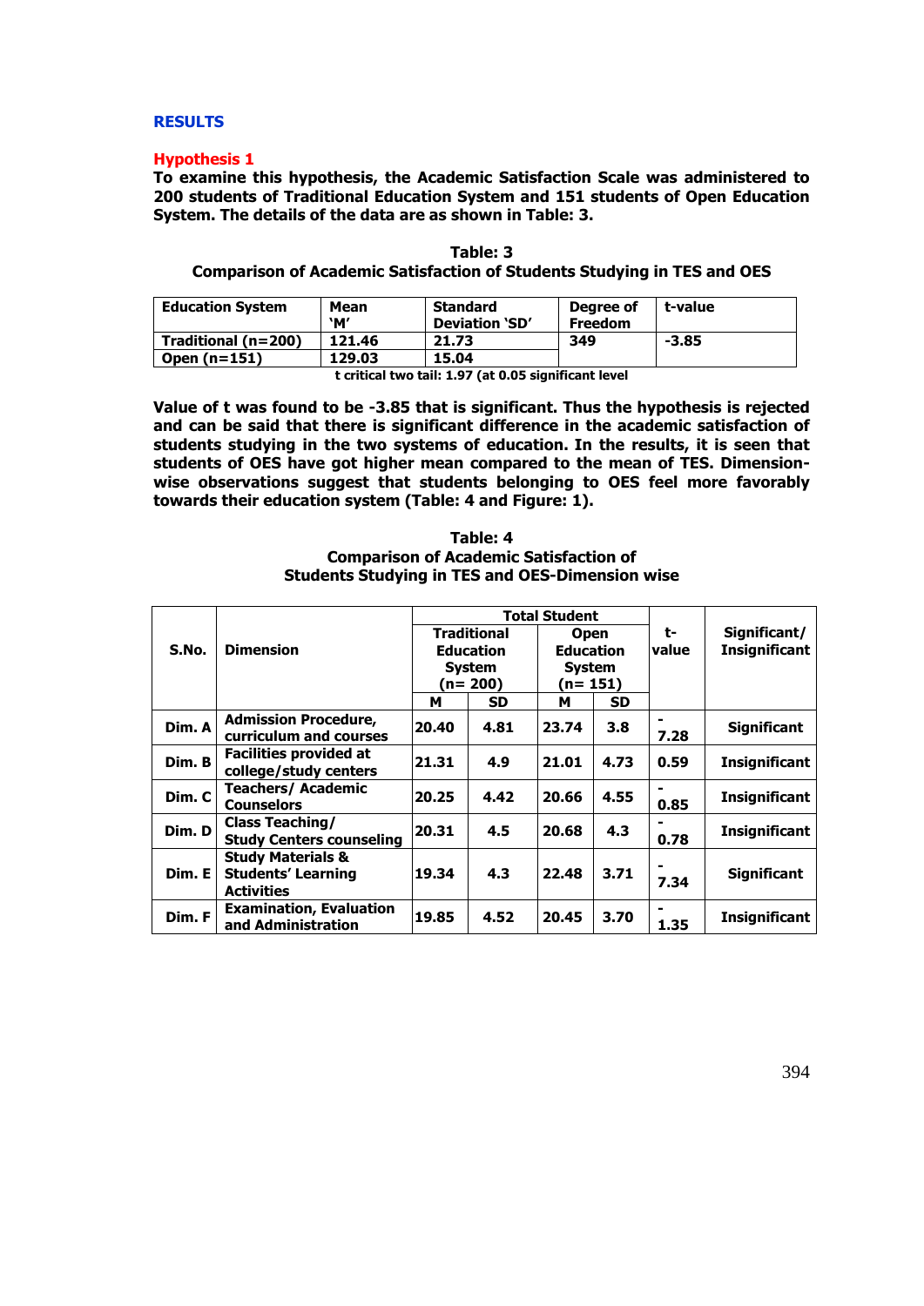## RESULTS

### Hypothesis 1

**To examine this hypothesis, the Academic Satisfaction Scale was administered to 200 students of Traditional Education System and 151 students of Open Education System. The details of the data are as shown in Table: 3.**

**Table: 3**
**Comparison of Academic Satisfaction of Students Studying in TES and OES**

| Education System | Mean 'M' | Standard Deviation 'SD' | Degree of Freedom | t-value |
|---|---|---|---|---|
| Traditional (n=200) | 121.46 | 21.73 | 349 | -3.85 |
| Open (n=151) | 129.03 | 15.04 | | |

**t critical two tail: 1.97 (at 0.05 significant level**

**Value of t was found to be -3.85 that is significant. Thus the hypothesis is rejected and can be said that there is significant difference in the academic satisfaction of students studying in the two systems of education. In the results, it is seen that students of OES have got higher mean compared to the mean of TES. Dimension-wise observations suggest that students belonging to OES feel more favorably towards their education system (Table: 4 and Figure: 1).**

**Table: 4**
**Comparison of Academic Satisfaction of Students Studying in TES and OES-Dimension wise**

| S.No. | Dimension | Total Student | | | | t-value | Significant/ Insignificant |
|---|---|---|---|---|---|---|---|
| | | Traditional Education System (n= 200) | | Open Education System (n= 151) | | | |
| | | M | SD | M | SD | | |
| Dim. A | Admission Procedure, curriculum and courses | 20.40 | 4.81 | 23.74 | 3.8 | -7.28 | Significant |
| Dim. B | Facilities provided at college/study centers | 21.31 | 4.9 | 21.01 | 4.73 | 0.59 | Insignificant |
| Dim. C | Teachers/ Academic Counselors | 20.25 | 4.42 | 20.66 | 4.55 | -0.85 | Insignificant |
| Dim. D | Class Teaching/ Study Centers counseling | 20.31 | 4.5 | 20.68 | 4.3 | -0.78 | Insignificant |
| Dim. E | Study Materials & Students' Learning Activities | 19.34 | 4.3 | 22.48 | 3.71 | -7.34 | Significant |
| Dim. F | Examination, Evaluation and Administration | 19.85 | 4.52 | 20.45 | 3.70 | -1.35 | Insignificant |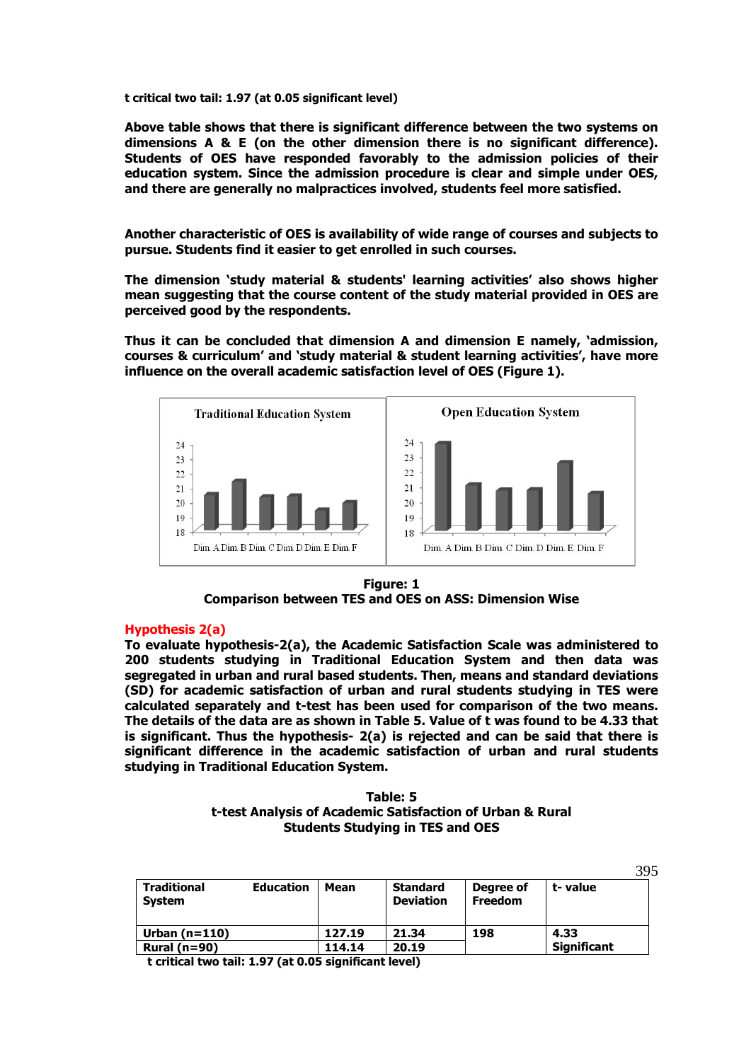**t critical two tail: 1.97 (at 0.05 significant level)**

**Above table shows that there is significant difference between the two systems on dimensions A & E (on the other dimension there is no significant difference). Students of OES have responded favorably to the admission policies of their education system. Since the admission procedure is clear and simple under OES, and there are generally no malpractices involved, students feel more satisfied.**

**Another characteristic of OES is availability of wide range of courses and subjects to pursue. Students find it easier to get enrolled in such courses.**

**The dimension 'study material & students' learning activities' also shows higher mean suggesting that the course content of the study material provided in OES are perceived good by the respondents.**

**Thus it can be concluded that dimension A and dimension E namely, 'admission, courses & curriculum' and 'study material & student learning activities', have more influence on the overall academic satisfaction level of OES (Figure 1).**

**Figure: 1**
**Comparison between TES and OES on ASS: Dimension Wise**

## Hypothesis 2(a)

**To evaluate hypothesis-2(a), the Academic Satisfaction Scale was administered to 200 students studying in Traditional Education System and then data was segregated in urban and rural based students. Then, means and standard deviations (SD) for academic satisfaction of urban and rural students studying in TES were calculated separately and t-test has been used for comparison of the two means. The details of the data are as shown in Table 5. Value of t was found to be 4.33 that is significant. Thus the hypothesis- 2(a) is rejected and can be said that there is significant difference in the academic satisfaction of urban and rural students studying in Traditional Education System.**

**Table: 5**
**t-test Analysis of Academic Satisfaction of Urban & Rural Students Studying in TES and OES**

| Traditional Education System | Mean | Standard Deviation | Degree of Freedom | t- value |
|---|---|---|---|---|
| Urban (n=110) | 127.19 | 21.34 | 198 | 4.33 |
| Rural (n=90) | 114.14 | 20.19 | | Significant |

**t critical two tail: 1.97 (at 0.05 significant level)**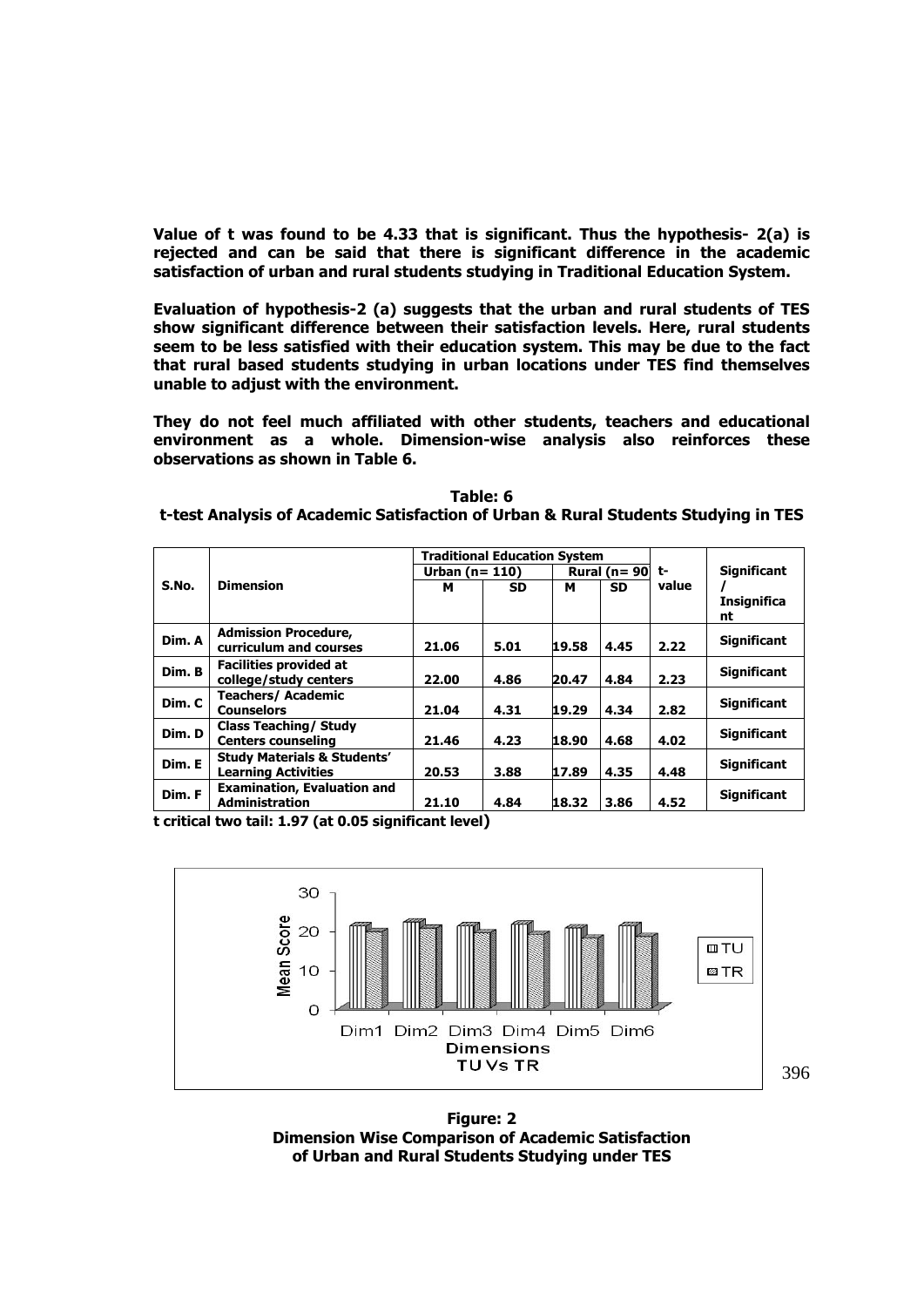**Value of t was found to be 4.33 that is significant. Thus the hypothesis- 2(a) is rejected and can be said that there is significant difference in the academic satisfaction of urban and rural students studying in Traditional Education System.**

**Evaluation of hypothesis-2 (a) suggests that the urban and rural students of TES show significant difference between their satisfaction levels. Here, rural students seem to be less satisfied with their education system. This may be due to the fact that rural based students studying in urban locations under TES find themselves unable to adjust with the environment.**

**They do not feel much affiliated with other students, teachers and educational environment as a whole. Dimension-wise analysis also reinforces these observations as shown in Table 6.**

**Table: 6**
**t-test Analysis of Academic Satisfaction of Urban & Rural Students Studying in TES**

| S.No. | Dimension | Traditional Education System | | | | t-value | Significant / Insignificant |
|---|---|---|---|---|---|---|---|
| | | Urban (n= 110) | | Rural (n= 90 | | | |
| | | M | SD | M | SD | | |
| Dim. A | Admission Procedure, curriculum and courses | 21.06 | 5.01 | 19.58 | 4.45 | 2.22 | Significant |
| Dim. B | Facilities provided at college/study centers | 22.00 | 4.86 | 20.47 | 4.84 | 2.23 | Significant |
| Dim. C | Teachers/ Academic Counselors | 21.04 | 4.31 | 19.29 | 4.34 | 2.82 | Significant |
| Dim. D | Class Teaching/ Study Centers counseling | 21.46 | 4.23 | 18.90 | 4.68 | 4.02 | Significant |
| Dim. E | Study Materials & Students' Learning Activities | 20.53 | 3.88 | 17.89 | 4.35 | 4.48 | Significant |
| Dim. F | Examination, Evaluation and Administration | 21.10 | 4.84 | 18.32 | 3.86 | 4.52 | Significant |

**t critical two tail: 1.97 (at 0.05 significant level)**

**Figure: 2**
**Dimension Wise Comparison of Academic Satisfaction of Urban and Rural Students Studying under TES**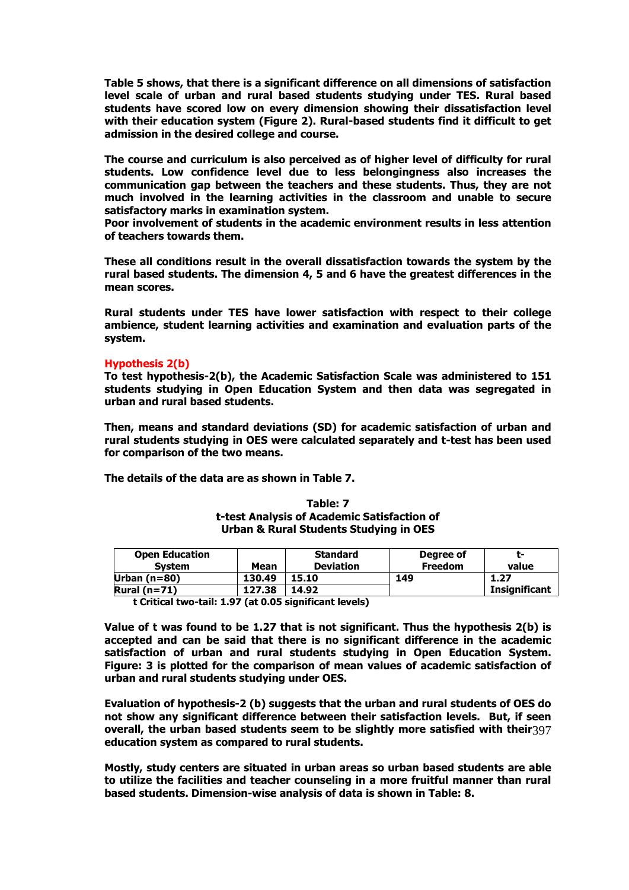**Table 5 shows, that there is a significant difference on all dimensions of satisfaction level scale of urban and rural based students studying under TES. Rural based students have scored low on every dimension showing their dissatisfaction level with their education system (Figure 2). Rural-based students find it difficult to get admission in the desired college and course.**

**The course and curriculum is also perceived as of higher level of difficulty for rural students. Low confidence level due to less belongingness also increases the communication gap between the teachers and these students. Thus, they are not much involved in the learning activities in the classroom and unable to secure satisfactory marks in examination system.**
**Poor involvement of students in the academic environment results in less attention of teachers towards them.**

**These all conditions result in the overall dissatisfaction towards the system by the rural based students. The dimension 4, 5 and 6 have the greatest differences in the mean scores.**

**Rural students under TES have lower satisfaction with respect to their college ambience, student learning activities and examination and evaluation parts of the system.**

**Hypothesis 2(b)**

**To test hypothesis-2(b), the Academic Satisfaction Scale was administered to 151 students studying in Open Education System and then data was segregated in urban and rural based students.**

**Then, means and standard deviations (SD) for academic satisfaction of urban and rural students studying in OES were calculated separately and t-test has been used for comparison of the two means.**

**The details of the data are as shown in Table 7.**

**Table: 7**
**t-test Analysis of Academic Satisfaction of Urban & Rural Students Studying in OES**

| Open Education System | Mean | Standard Deviation | Degree of Freedom | t-value |
|---|---|---|---|---|
| Urban (n=80) | 130.49 | 15.10 | 149 | 1.27 |
| Rural (n=71) | 127.38 | 14.92 | | Insignificant |

**t Critical two-tail: 1.97 (at 0.05 significant levels)**

**Value of t was found to be 1.27 that is not significant. Thus the hypothesis 2(b) is accepted and can be said that there is no significant difference in the academic satisfaction of urban and rural students studying in Open Education System. Figure: 3 is plotted for the comparison of mean values of academic satisfaction of urban and rural students studying under OES.**

**Evaluation of hypothesis-2 (b) suggests that the urban and rural students of OES do not show any significant difference between their satisfaction levels. But, if seen overall, the urban based students seem to be slightly more satisfied with their education system as compared to rural students.**

**Mostly, study centers are situated in urban areas so urban based students are able to utilize the facilities and teacher counseling in a more fruitful manner than rural based students. Dimension-wise analysis of data is shown in Table: 8.**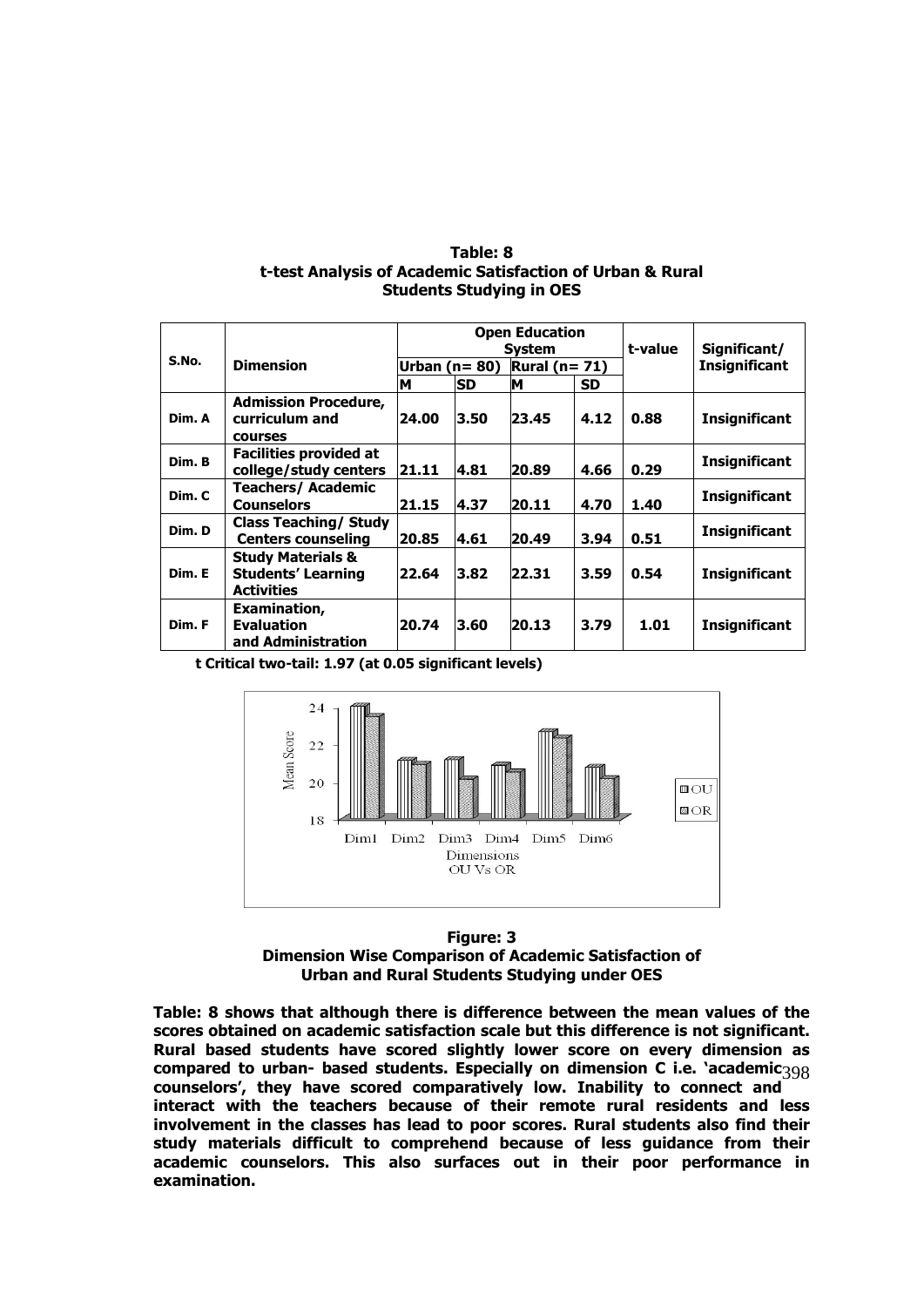**Table: 8**
**t-test Analysis of Academic Satisfaction of Urban & Rural Students Studying in OES**

| S.No. | Dimension | Open Education System | | | | t-value | Significant/ Insignificant |
|---|---|---|---|---|---|---|---|
| | | Urban (n= 80) | | Rural (n= 71) | | | |
| | | M | SD | M | SD | | |
| Dim. A | Admission Procedure, curriculum and courses | 24.00 | 3.50 | 23.45 | 4.12 | 0.88 | Insignificant |
| Dim. B | Facilities provided at college/study centers | 21.11 | 4.81 | 20.89 | 4.66 | 0.29 | Insignificant |
| Dim. C | Teachers/ Academic Counselors | 21.15 | 4.37 | 20.11 | 4.70 | 1.40 | Insignificant |
| Dim. D | Class Teaching/ Study Centers counseling | 20.85 | 4.61 | 20.49 | 3.94 | 0.51 | Insignificant |
| Dim. E | Study Materials & Students' Learning Activities | 22.64 | 3.82 | 22.31 | 3.59 | 0.54 | Insignificant |
| Dim. F | Examination, Evaluation and Administration | 20.74 | 3.60 | 20.13 | 3.79 | 1.01 | Insignificant |

**t Critical two-tail: 1.97 (at 0.05 significant levels)**

**Figure: 3**
**Dimension Wise Comparison of Academic Satisfaction of Urban and Rural Students Studying under OES**

**Table: 8 shows that although there is difference between the mean values of the scores obtained on academic satisfaction scale but this difference is not significant. Rural based students have scored slightly lower score on every dimension as compared to urban- based students. Especially on dimension C i.e. 'academic counselors', they have scored comparatively low. Inability to connect and interact with the teachers because of their remote rural residents and less involvement in the classes has lead to poor scores. Rural students also find their study materials difficult to comprehend because of less guidance from their academic counselors. This also surfaces out in their poor performance in examination.**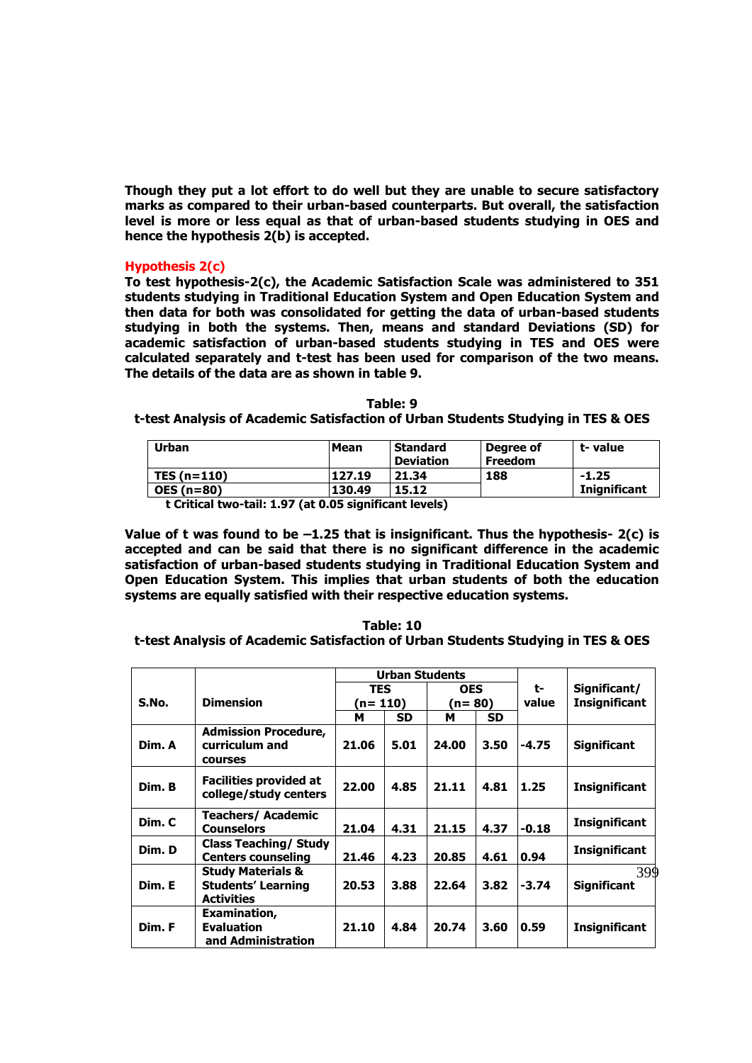**Though they put a lot effort to do well but they are unable to secure satisfactory marks as compared to their urban-based counterparts. But overall, the satisfaction level is more or less equal as that of urban-based students studying in OES and hence the hypothesis 2(b) is accepted.**

### Hypothesis 2(c)

**To test hypothesis-2(c), the Academic Satisfaction Scale was administered to 351 students studying in Traditional Education System and Open Education System and then data for both was consolidated for getting the data of urban-based students studying in both the systems. Then, means and standard Deviations (SD) for academic satisfaction of urban-based students studying in TES and OES were calculated separately and t-test has been used for comparison of the two means. The details of the data are as shown in table 9.**

**Table: 9**
**t-test Analysis of Academic Satisfaction of Urban Students Studying in TES & OES**

| Urban | Mean | Standard Deviation | Degree of Freedom | t- value |
|---|---|---|---|---|
| TES (n=110) | 127.19 | 21.34 | 188 | -1.25 Inignificant |
| OES (n=80) | 130.49 | 15.12 | | |

**t Critical two-tail: 1.97 (at 0.05 significant levels)**

**Value of t was found to be –1.25 that is insignificant. Thus the hypothesis- 2(c) is accepted and can be said that there is no significant difference in the academic satisfaction of urban-based students studying in Traditional Education System and Open Education System. This implies that urban students of both the education systems are equally satisfied with their respective education systems.**

**Table: 10**
**t-test Analysis of Academic Satisfaction of Urban Students Studying in TES & OES**

| S.No. | Dimension | Urban Students | | | | t-value | Significant/ Insignificant |
|---|---|---|---|---|---|---|---|
| | | TES (n= 110) | | OES (n= 80) | | | |
| | | M | SD | M | SD | | |
| Dim. A | Admission Procedure, curriculum and courses | 21.06 | 5.01 | 24.00 | 3.50 | -4.75 | Significant |
| Dim. B | Facilities provided at college/study centers | 22.00 | 4.85 | 21.11 | 4.81 | 1.25 | Insignificant |
| Dim. C | Teachers/ Academic Counselors | 21.04 | 4.31 | 21.15 | 4.37 | -0.18 | Insignificant |
| Dim. D | Class Teaching/ Study Centers counseling | 21.46 | 4.23 | 20.85 | 4.61 | 0.94 | Insignificant |
| Dim. E | Study Materials & Students' Learning Activities | 20.53 | 3.88 | 22.64 | 3.82 | -3.74 | Significant |
| Dim. F | Examination, Evaluation and Administration | 21.10 | 4.84 | 20.74 | 3.60 | 0.59 | Insignificant |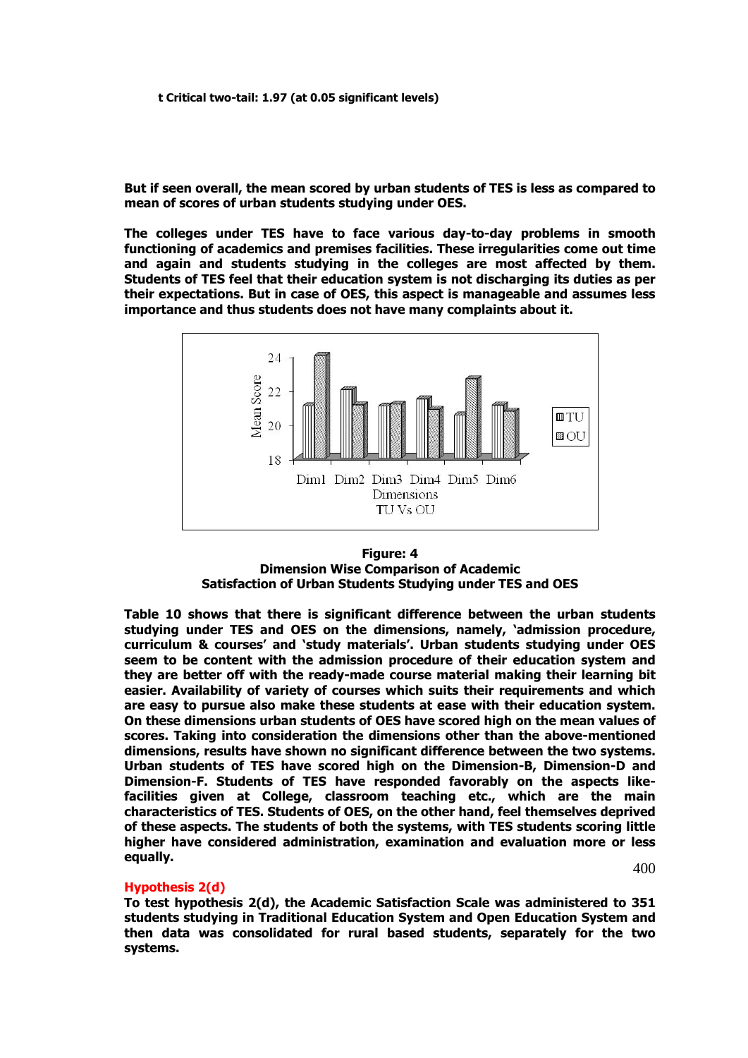**t Critical two-tail: 1.97 (at 0.05 significant levels)**

**But if seen overall, the mean scored by urban students of TES is less as compared to mean of scores of urban students studying under OES.**

**The colleges under TES have to face various day-to-day problems in smooth functioning of academics and premises facilities. These irregularities come out time and again and students studying in the colleges are most affected by them. Students of TES feel that their education system is not discharging its duties as per their expectations. But in case of OES, this aspect is manageable and assumes less importance and thus students does not have many complaints about it.**

**Figure: 4**
**Dimension Wise Comparison of Academic Satisfaction of Urban Students Studying under TES and OES**

**Table 10 shows that there is significant difference between the urban students studying under TES and OES on the dimensions, namely, 'admission procedure, curriculum & courses' and 'study materials'. Urban students studying under OES seem to be content with the admission procedure of their education system and they are better off with the ready-made course material making their learning bit easier. Availability of variety of courses which suits their requirements and which are easy to pursue also make these students at ease with their education system. On these dimensions urban students of OES have scored high on the mean values of scores. Taking into consideration the dimensions other than the above-mentioned dimensions, results have shown no significant difference between the two systems. Urban students of TES have scored high on the Dimension-B, Dimension-D and Dimension-F. Students of TES have responded favorably on the aspects like-facilities given at College, classroom teaching etc., which are the main characteristics of TES. Students of OES, on the other hand, feel themselves deprived of these aspects. The students of both the systems, with TES students scoring little higher have considered administration, examination and evaluation more or less equally.**

**Hypothesis 2(d)**

**To test hypothesis 2(d), the Academic Satisfaction Scale was administered to 351 students studying in Traditional Education System and Open Education System and then data was consolidated for rural based students, separately for the two systems.**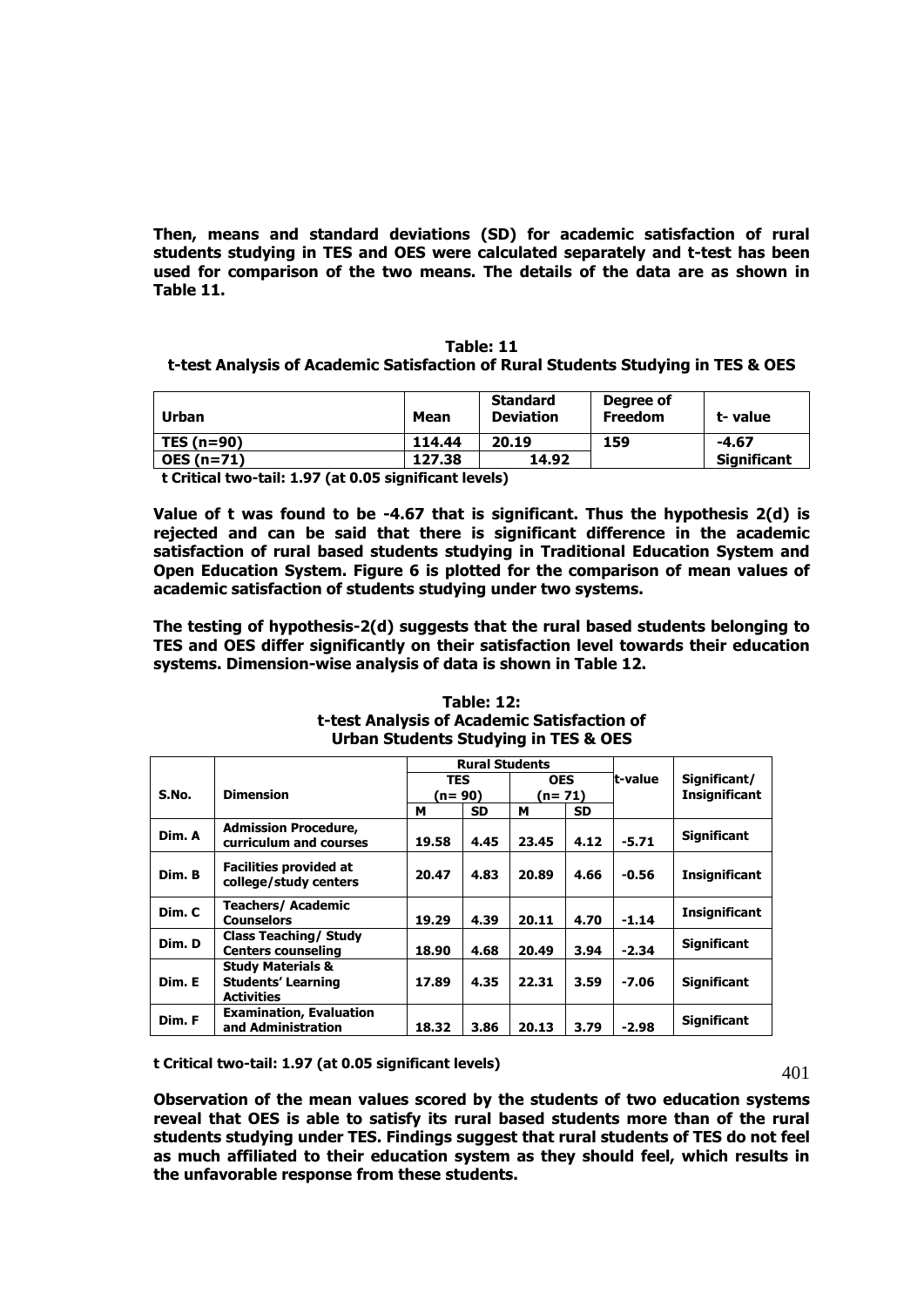**Then, means and standard deviations (SD) for academic satisfaction of rural students studying in TES and OES were calculated separately and t-test has been used for comparison of the two means. The details of the data are as shown in Table 11.**

**Table: 11**
**t-test Analysis of Academic Satisfaction of Rural Students Studying in TES & OES**

| Urban | Mean | Standard Deviation | Degree of Freedom | t- value |
|---|---|---|---|---|
| TES (n=90) | 114.44 | 20.19 | 159 | -4.67 |
| OES (n=71) | 127.38 | 14.92 | | Significant |

**t Critical two-tail: 1.97 (at 0.05 significant levels)**

**Value of t was found to be -4.67 that is significant. Thus the hypothesis 2(d) is rejected and can be said that there is significant difference in the academic satisfaction of rural based students studying in Traditional Education System and Open Education System. Figure 6 is plotted for the comparison of mean values of academic satisfaction of students studying under two systems.**

**The testing of hypothesis-2(d) suggests that the rural based students belonging to TES and OES differ significantly on their satisfaction level towards their education systems. Dimension-wise analysis of data is shown in Table 12.**

**Table: 12:**
**t-test Analysis of Academic Satisfaction of Urban Students Studying in TES & OES**

| S.No. | Dimension | Rural Students | | | | t-value | Significant/ Insignificant |
|---|---|---|---|---|---|---|---|
| | | TES (n= 90) | | OES (n= 71) | | | |
| | | M | SD | M | SD | | |
| Dim. A | Admission Procedure, curriculum and courses | 19.58 | 4.45 | 23.45 | 4.12 | -5.71 | Significant |
| Dim. B | Facilities provided at college/study centers | 20.47 | 4.83 | 20.89 | 4.66 | -0.56 | Insignificant |
| Dim. C | Teachers/ Academic Counselors | 19.29 | 4.39 | 20.11 | 4.70 | -1.14 | Insignificant |
| Dim. D | Class Teaching/ Study Centers counseling | 18.90 | 4.68 | 20.49 | 3.94 | -2.34 | Significant |
| Dim. E | Study Materials & Students' Learning Activities | 17.89 | 4.35 | 22.31 | 3.59 | -7.06 | Significant |
| Dim. F | Examination, Evaluation and Administration | 18.32 | 3.86 | 20.13 | 3.79 | -2.98 | Significant |

**t Critical two-tail: 1.97 (at 0.05 significant levels)**

**Observation of the mean values scored by the students of two education systems reveal that OES is able to satisfy its rural based students more than of the rural students studying under TES. Findings suggest that rural students of TES do not feel as much affiliated to their education system as they should feel, which results in the unfavorable response from these students.**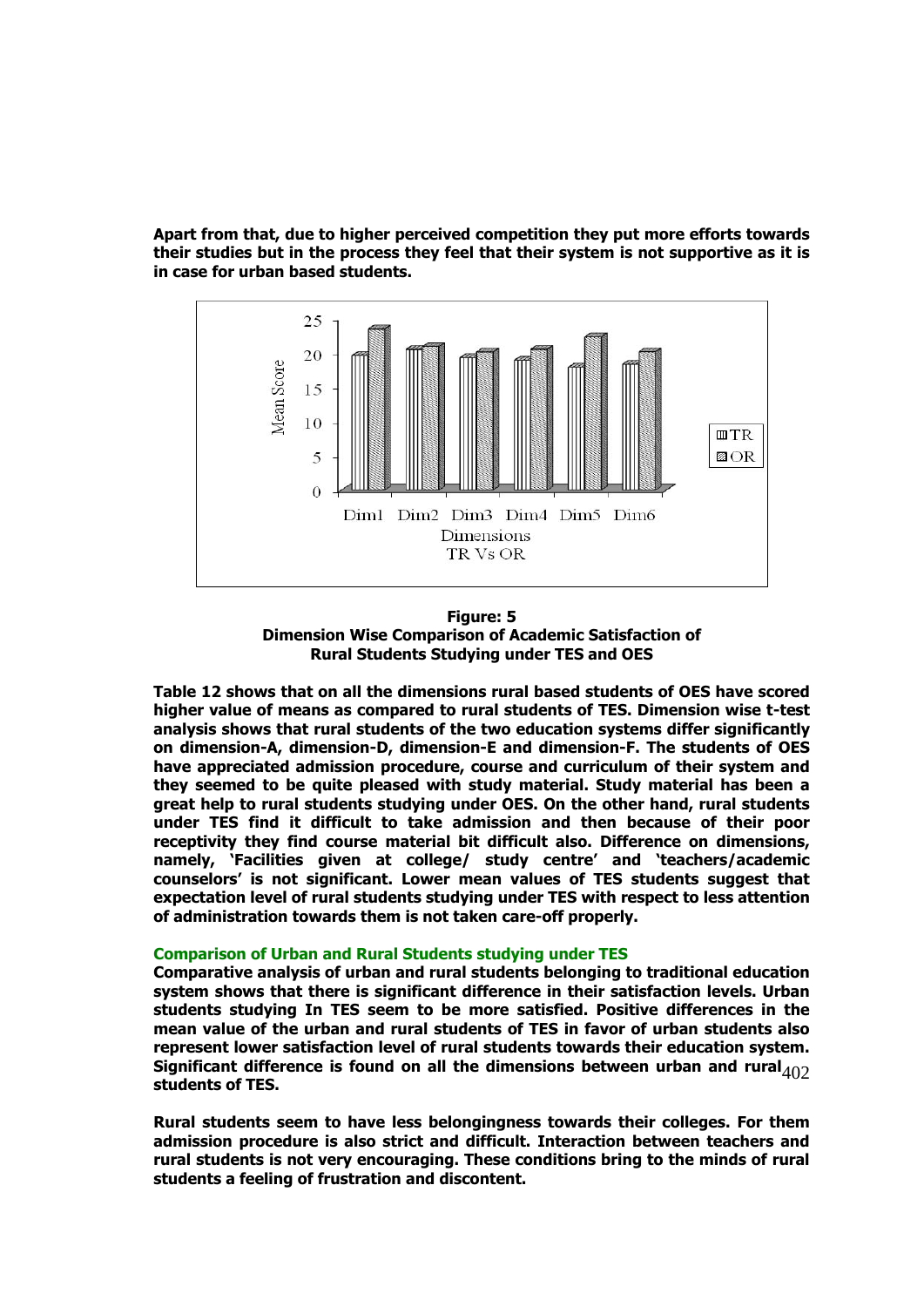**Apart from that, due to higher perceived competition they put more efforts towards their studies but in the process they feel that their system is not supportive as it is in case for urban based students.**

**Figure: 5**
**Dimension Wise Comparison of Academic Satisfaction of Rural Students Studying under TES and OES**

**Table 12 shows that on all the dimensions rural based students of OES have scored higher value of means as compared to rural students of TES. Dimension wise t-test analysis shows that rural students of the two education systems differ significantly on dimension-A, dimension-D, dimension-E and dimension-F. The students of OES have appreciated admission procedure, course and curriculum of their system and they seemed to be quite pleased with study material. Study material has been a great help to rural students studying under OES. On the other hand, rural students under TES find it difficult to take admission and then because of their poor receptivity they find course material bit difficult also. Difference on dimensions, namely, 'Facilities given at college/ study centre' and 'teachers/academic counselors' is not significant. Lower mean values of TES students suggest that expectation level of rural students studying under TES with respect to less attention of administration towards them is not taken care-off properly.**

### Comparison of Urban and Rural Students studying under TES

**Comparative analysis of urban and rural students belonging to traditional education system shows that there is significant difference in their satisfaction levels. Urban students studying In TES seem to be more satisfied. Positive differences in the mean value of the urban and rural students of TES in favor of urban students also represent lower satisfaction level of rural students towards their education system. Significant difference is found on all the dimensions between urban and rural students of TES.**

**Rural students seem to have less belongingness towards their colleges. For them admission procedure is also strict and difficult. Interaction between teachers and rural students is not very encouraging. These conditions bring to the minds of rural students a feeling of frustration and discontent.**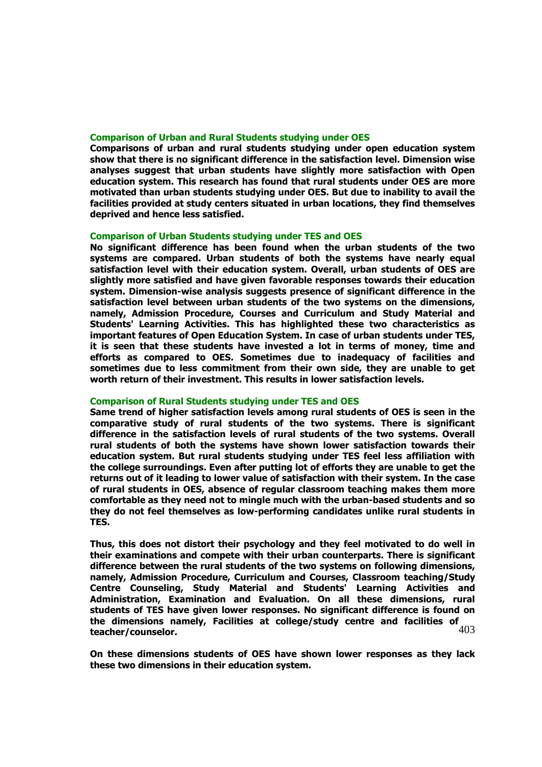### Comparison of Urban and Rural Students studying under OES

**Comparisons of urban and rural students studying under open education system show that there is no significant difference in the satisfaction level. Dimension wise analyses suggest that urban students have slightly more satisfaction with Open education system. This research has found that rural students under OES are more motivated than urban students studying under OES. But due to inability to avail the facilities provided at study centers situated in urban locations, they find themselves deprived and hence less satisfied.**

### Comparison of Urban Students studying under TES and OES

**No significant difference has been found when the urban students of the two systems are compared. Urban students of both the systems have nearly equal satisfaction level with their education system. Overall, urban students of OES are slightly more satisfied and have given favorable responses towards their education system. Dimension-wise analysis suggests presence of significant difference in the satisfaction level between urban students of the two systems on the dimensions, namely, Admission Procedure, Courses and Curriculum and Study Material and Students' Learning Activities. This has highlighted these two characteristics as important features of Open Education System. In case of urban students under TES, it is seen that these students have invested a lot in terms of money, time and efforts as compared to OES. Sometimes due to inadequacy of facilities and sometimes due to less commitment from their own side, they are unable to get worth return of their investment. This results in lower satisfaction levels.**

### Comparison of Rural Students studying under TES and OES

**Same trend of higher satisfaction levels among rural students of OES is seen in the comparative study of rural students of the two systems. There is significant difference in the satisfaction levels of rural students of the two systems. Overall rural students of both the systems have shown lower satisfaction towards their education system. But rural students studying under TES feel less affiliation with the college surroundings. Even after putting lot of efforts they are unable to get the returns out of it leading to lower value of satisfaction with their system. In the case of rural students in OES, absence of regular classroom teaching makes them more comfortable as they need not to mingle much with the urban-based students and so they do not feel themselves as low-performing candidates unlike rural students in TES.**

**Thus, this does not distort their psychology and they feel motivated to do well in their examinations and compete with their urban counterparts. There is significant difference between the rural students of the two systems on following dimensions, namely, Admission Procedure, Curriculum and Courses, Classroom teaching/Study Centre Counseling, Study Material and Students' Learning Activities and Administration, Examination and Evaluation. On all these dimensions, rural students of TES have given lower responses. No significant difference is found on the dimensions namely, Facilities at college/study centre and facilities of teacher/counselor.**

**On these dimensions students of OES have shown lower responses as they lack these two dimensions in their education system.**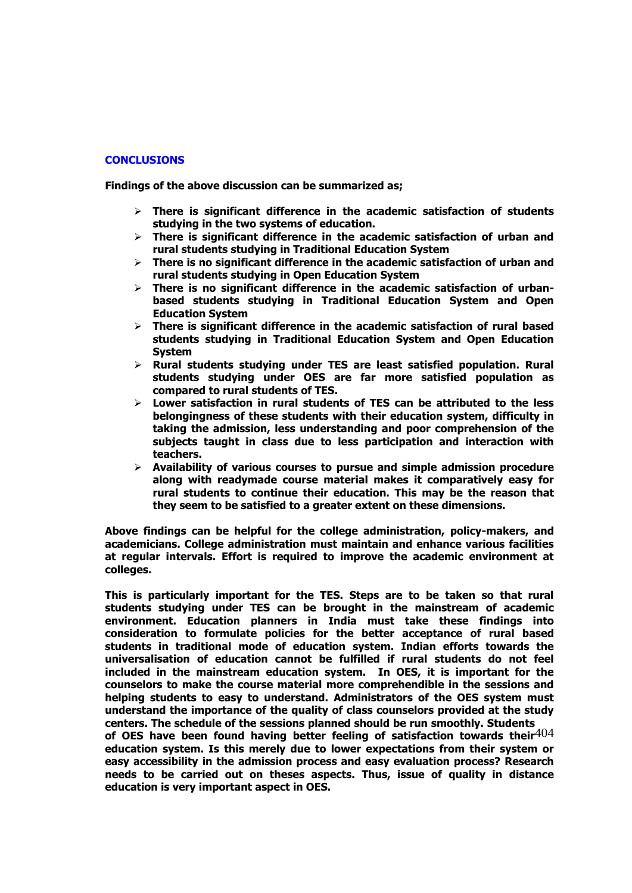## CONCLUSIONS

**Findings of the above discussion can be summarized as;**

- **There is significant difference in the academic satisfaction of students studying in the two systems of education.**
- **There is significant difference in the academic satisfaction of urban and rural students studying in Traditional Education System**
- **There is no significant difference in the academic satisfaction of urban and rural students studying in Open Education System**
- **There is no significant difference in the academic satisfaction of urban-based students studying in Traditional Education System and Open Education System**
- **There is significant difference in the academic satisfaction of rural based students studying in Traditional Education System and Open Education System**
- **Rural students studying under TES are least satisfied population. Rural students studying under OES are far more satisfied population as compared to rural students of TES.**
- **Lower satisfaction in rural students of TES can be attributed to the less belongingness of these students with their education system, difficulty in taking the admission, less understanding and poor comprehension of the subjects taught in class due to less participation and interaction with teachers.**
- **Availability of various courses to pursue and simple admission procedure along with readymade course material makes it comparatively easy for rural students to continue their education. This may be the reason that they seem to be satisfied to a greater extent on these dimensions.**

**Above findings can be helpful for the college administration, policy-makers, and academicians. College administration must maintain and enhance various facilities at regular intervals. Effort is required to improve the academic environment at colleges.**

**This is particularly important for the TES. Steps are to be taken so that rural students studying under TES can be brought in the mainstream of academic environment. Education planners in India must take these findings into consideration to formulate policies for the better acceptance of rural based students in traditional mode of education system. Indian efforts towards the universalisation of education cannot be fulfilled if rural students do not feel included in the mainstream education system. In OES, it is important for the counselors to make the course material more comprehendible in the sessions and helping students to easy to understand. Administrators of the OES system must understand the importance of the quality of class counselors provided at the study centers. The schedule of the sessions planned should be run smoothly. Students of OES have been found having better feeling of satisfaction towards their education system. Is this merely due to lower expectations from their system or easy accessibility in the admission process and easy evaluation process? Research needs to be carried out on theses aspects. Thus, issue of quality in distance education is very important aspect in OES.**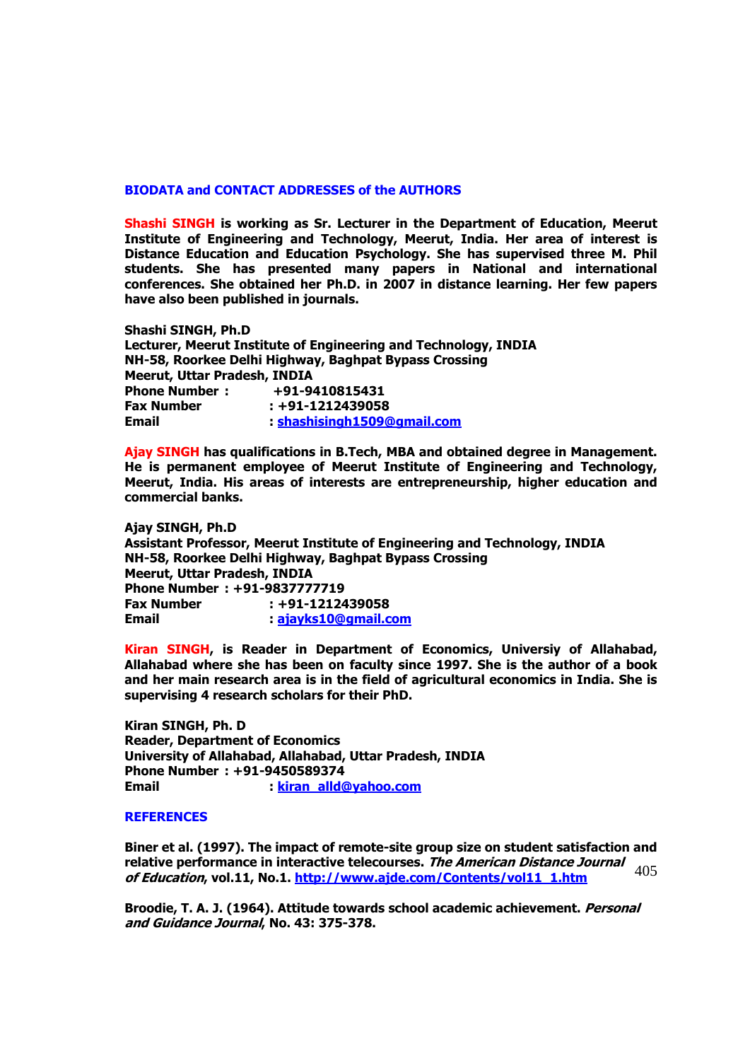## BIODATA and CONTACT ADDRESSES of the AUTHORS

**Shashi SINGH is working as Sr. Lecturer in the Department of Education, Meerut Institute of Engineering and Technology, Meerut, India. Her area of interest is Distance Education and Education Psychology. She has supervised three M. Phil students. She has presented many papers in National and international conferences. She obtained her Ph.D. in 2007 in distance learning. Her few papers have also been published in journals.**

**Shashi SINGH, Ph.D**
**Lecturer, Meerut Institute of Engineering and Technology, INDIA**
**NH-58, Roorkee Delhi Highway, Baghpat Bypass Crossing**
**Meerut, Uttar Pradesh, INDIA**
**Phone Number : +91-9410815431**
**Fax Number : +91-1212439058**
**Email : shashisingh1509@gmail.com**

**Ajay SINGH has qualifications in B.Tech, MBA and obtained degree in Management. He is permanent employee of Meerut Institute of Engineering and Technology, Meerut, India. His areas of interests are entrepreneurship, higher education and commercial banks.**

**Ajay SINGH, Ph.D**
**Assistant Professor, Meerut Institute of Engineering and Technology, INDIA**
**NH-58, Roorkee Delhi Highway, Baghpat Bypass Crossing**
**Meerut, Uttar Pradesh, INDIA**
**Phone Number : +91-9837777719**
**Fax Number : +91-1212439058**
**Email : ajayks10@gmail.com**

**Kiran SINGH, is Reader in Department of Economics, Universiy of Allahabad, Allahabad where she has been on faculty since 1997. She is the author of a book and her main research area is in the field of agricultural economics in India. She is supervising 4 research scholars for their PhD.**

**Kiran SINGH, Ph. D**
**Reader, Department of Economics**
**University of Allahabad, Allahabad, Uttar Pradesh, INDIA**
**Phone Number : +91-9450589374**
**Email : kiran_alld@yahoo.com**

## REFERENCES

**Biner et al. (1997). The impact of remote-site group size on student satisfaction and relative performance in interactive telecourses. *The American Distance Journal of Education*, vol.11, No.1. http://www.ajde.com/Contents/vol11_1.htm**

**Broodie, T. A. J. (1964). Attitude towards school academic achievement. *Personal and Guidance Journal*, No. 43: 375-378.**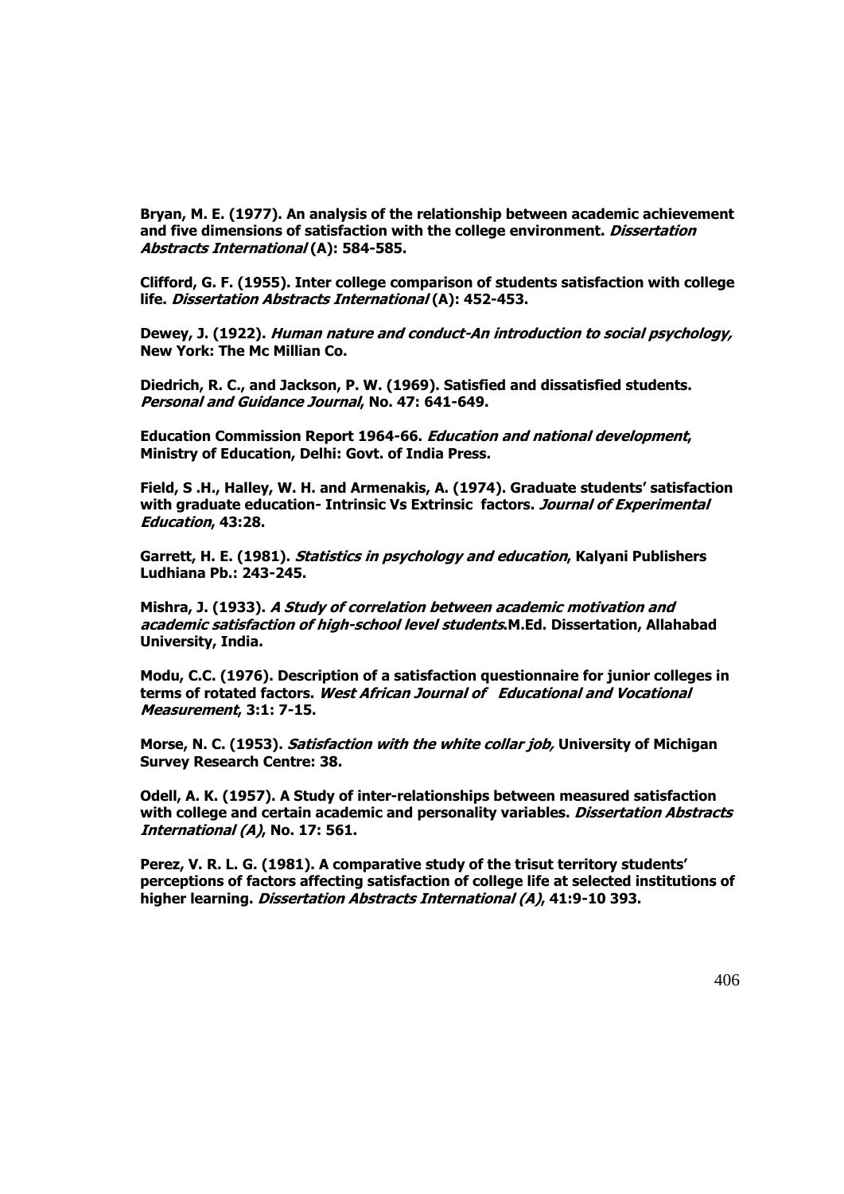**Bryan, M. E. (1977). An analysis of the relationship between academic achievement and five dimensions of satisfaction with the college environment. *Dissertation Abstracts International* (A): 584-585.**

**Clifford, G. F. (1955). Inter college comparison of students satisfaction with college life. *Dissertation Abstracts International* (A): 452-453.**

**Dewey, J. (1922). *Human nature and conduct-An introduction to social psychology,* New York: The Mc Millian Co.**

**Diedrich, R. C., and Jackson, P. W. (1969). Satisfied and dissatisfied students. *Personal and Guidance Journal*, No. 47: 641-649.**

**Education Commission Report 1964-66. *Education and national development*, Ministry of Education, Delhi: Govt. of India Press.**

**Field, S .H., Halley, W. H. and Armenakis, A. (1974). Graduate students' satisfaction with graduate education- Intrinsic Vs Extrinsic factors. *Journal of Experimental Education*, 43:28.**

**Garrett, H. E. (1981). *Statistics in psychology and education*, Kalyani Publishers Ludhiana Pb.: 243-245.**

**Mishra, J. (1933). *A Study of correlation between academic motivation and academic satisfaction of high-school level students*.M.Ed. Dissertation, Allahabad University, India.**

**Modu, C.C. (1976). Description of a satisfaction questionnaire for junior colleges in terms of rotated factors. *West African Journal of Educational and Vocational Measurement*, 3:1: 7-15.**

**Morse, N. C. (1953). *Satisfaction with the white collar job,* University of Michigan Survey Research Centre: 38.**

**Odell, A. K. (1957). A Study of inter-relationships between measured satisfaction with college and certain academic and personality variables. *Dissertation Abstracts International (A)*, No. 17: 561.**

**Perez, V. R. L. G. (1981). A comparative study of the trisut territory students' perceptions of factors affecting satisfaction of college life at selected institutions of higher learning. *Dissertation Abstracts International (A)*, 41:9-10 393.**